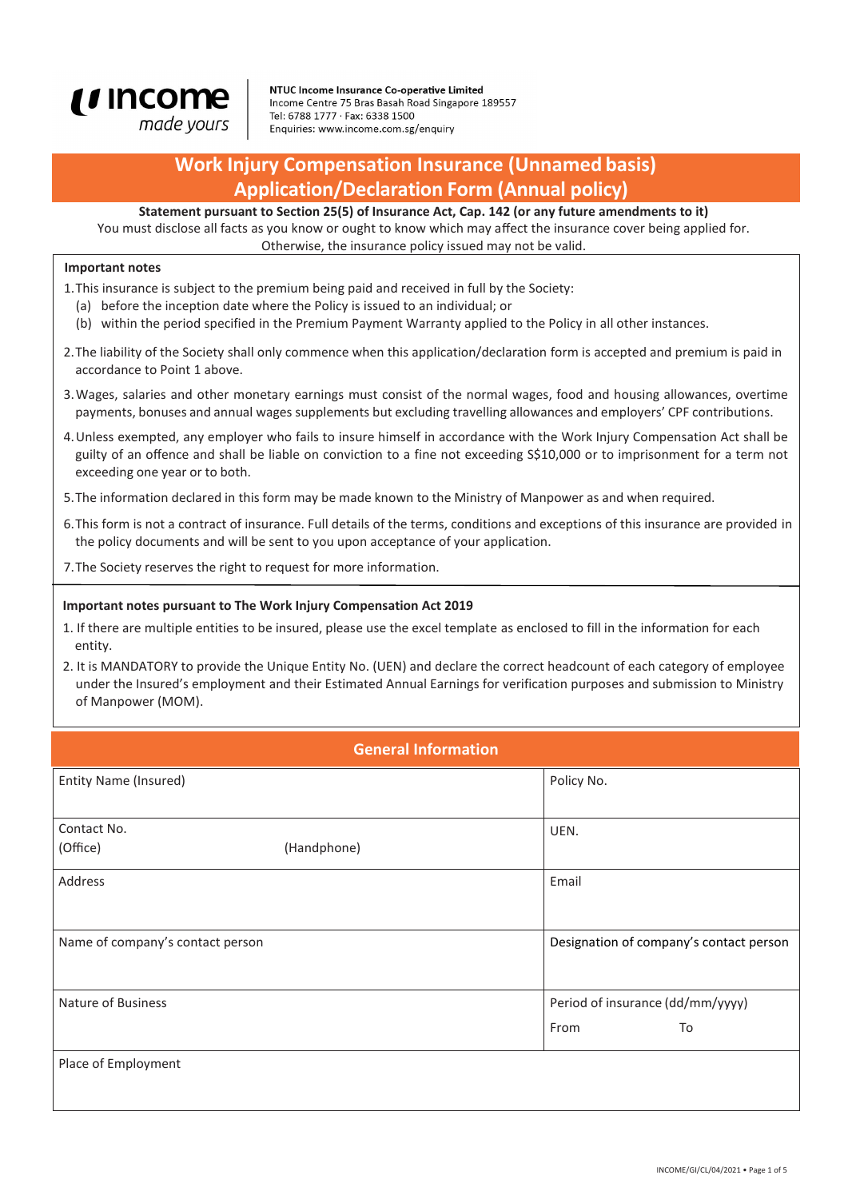income
made yours

**NTUC Income Insurance Co-operative Limited**
Income Centre 75 Bras Basah Road Singapore 189557
Tel: 6788 1777 · Fax: 6338 1500
Enquiries: www.income.com.sg/enquiry

# Work Injury Compensation Insurance (Unnamed basis) Application/Declaration Form (Annual policy)

**Statement pursuant to Section 25(5) of Insurance Act, Cap. 142 (or any future amendments to it)**
You must disclose all facts as you know or ought to know which may affect the insurance cover being applied for. Otherwise, the insurance policy issued may not be valid.

**Important notes**

1. This insurance is subject to the premium being paid and received in full by the Society:
   (a) before the inception date where the Policy is issued to an individual; or
   (b) within the period specified in the Premium Payment Warranty applied to the Policy in all other instances.
2. The liability of the Society shall only commence when this application/declaration form is accepted and premium is paid in accordance to Point 1 above.
3. Wages, salaries and other monetary earnings must consist of the normal wages, food and housing allowances, overtime payments, bonuses and annual wages supplements but excluding travelling allowances and employers' CPF contributions.
4. Unless exempted, any employer who fails to insure himself in accordance with the Work Injury Compensation Act shall be guilty of an offence and shall be liable on conviction to a fine not exceeding S$10,000 or to imprisonment for a term not exceeding one year or to both.
5. The information declared in this form may be made known to the Ministry of Manpower as and when required.
6. This form is not a contract of insurance. Full details of the terms, conditions and exceptions of this insurance are provided in the policy documents and will be sent to you upon acceptance of your application.
7. The Society reserves the right to request for more information.

**Important notes pursuant to The Work Injury Compensation Act 2019**

1. If there are multiple entities to be insured, please use the excel template as enclosed to fill in the information for each entity.
2. It is MANDATORY to provide the Unique Entity No. (UEN) and declare the correct headcount of each category of employee under the Insured's employment and their Estimated Annual Earnings for verification purposes and submission to Ministry of Manpower (MOM).

## General Information

| | |
|---|---|
| Entity Name (Insured) | Policy No. |
| Contact No.<br>(Office) (Handphone) | UEN. |
| Address | Email |
| Name of company's contact person | Designation of company's contact person |
| Nature of Business | Period of insurance (dd/mm/yyyy)<br>From To |
| Place of Employment | |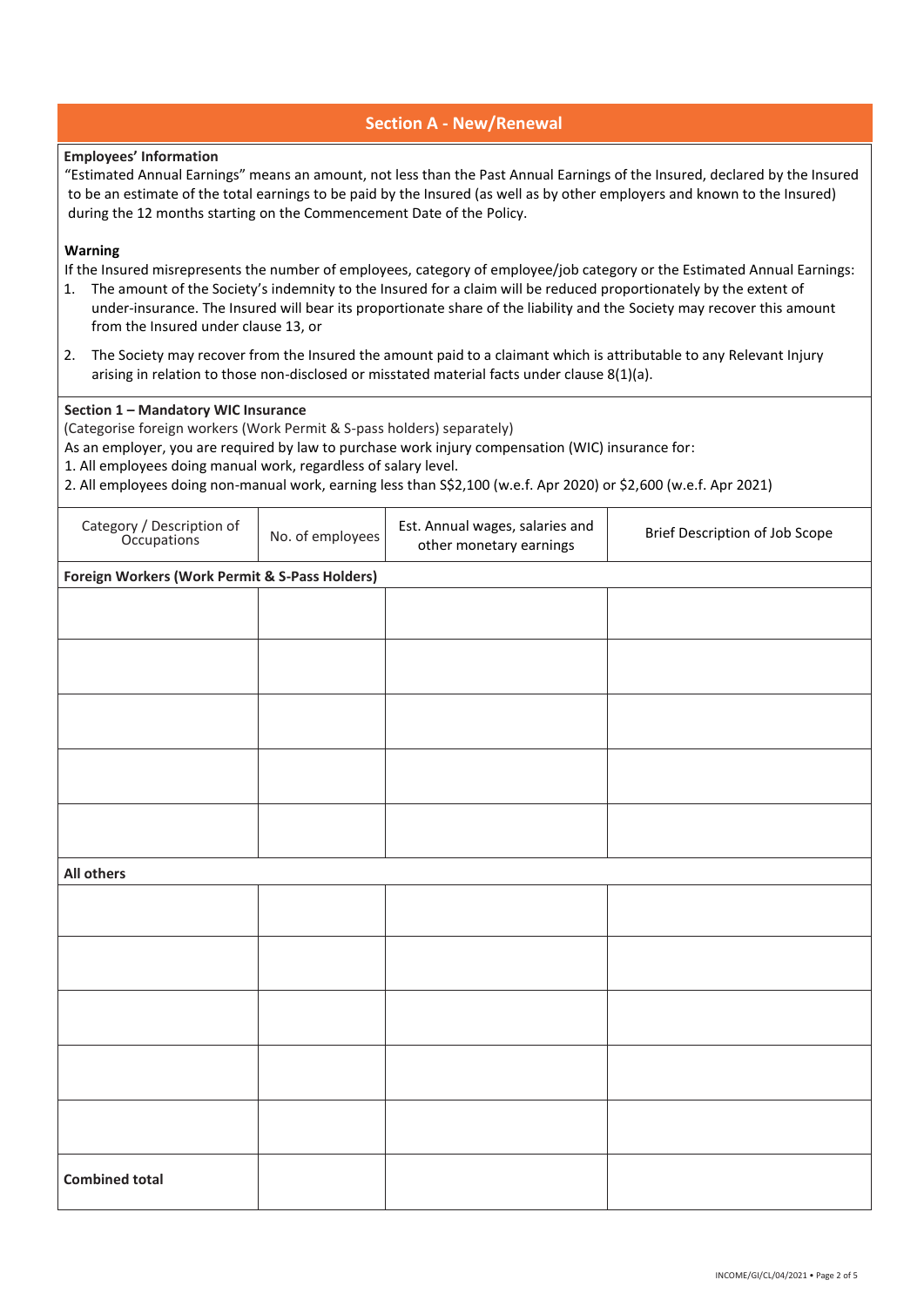## Section A - New/Renewal

**Employees' Information**

"Estimated Annual Earnings" means an amount, not less than the Past Annual Earnings of the Insured, declared by the Insured to be an estimate of the total earnings to be paid by the Insured (as well as by other employers and known to the Insured) during the 12 months starting on the Commencement Date of the Policy.

**Warning**

If the Insured misrepresents the number of employees, category of employee/job category or the Estimated Annual Earnings:

1. The amount of the Society's indemnity to the Insured for a claim will be reduced proportionately by the extent of under-insurance. The Insured will bear its proportionate share of the liability and the Society may recover this amount from the Insured under clause 13, or
2. The Society may recover from the Insured the amount paid to a claimant which is attributable to any Relevant Injury arising in relation to those non-disclosed or misstated material facts under clause 8(1)(a).

**Section 1 – Mandatory WIC Insurance**

(Categorise foreign workers (Work Permit & S-pass holders) separately)

As an employer, you are required by law to purchase work injury compensation (WIC) insurance for:

1. All employees doing manual work, regardless of salary level.
2. All employees doing non-manual work, earning less than S$2,100 (w.e.f. Apr 2020) or $2,600 (w.e.f. Apr 2021)

| Category / Description of Occupations | No. of employees | Est. Annual wages, salaries and other monetary earnings | Brief Description of Job Scope |
|---|---|---|---|
| **Foreign Workers (Work Permit & S-Pass Holders)** | | | |
| | | | |
| | | | |
| | | | |
| | | | |
| | | | |
| **All others** | | | |
| | | | |
| | | | |
| | | | |
| | | | |
| | | | |
| **Combined total** | | | |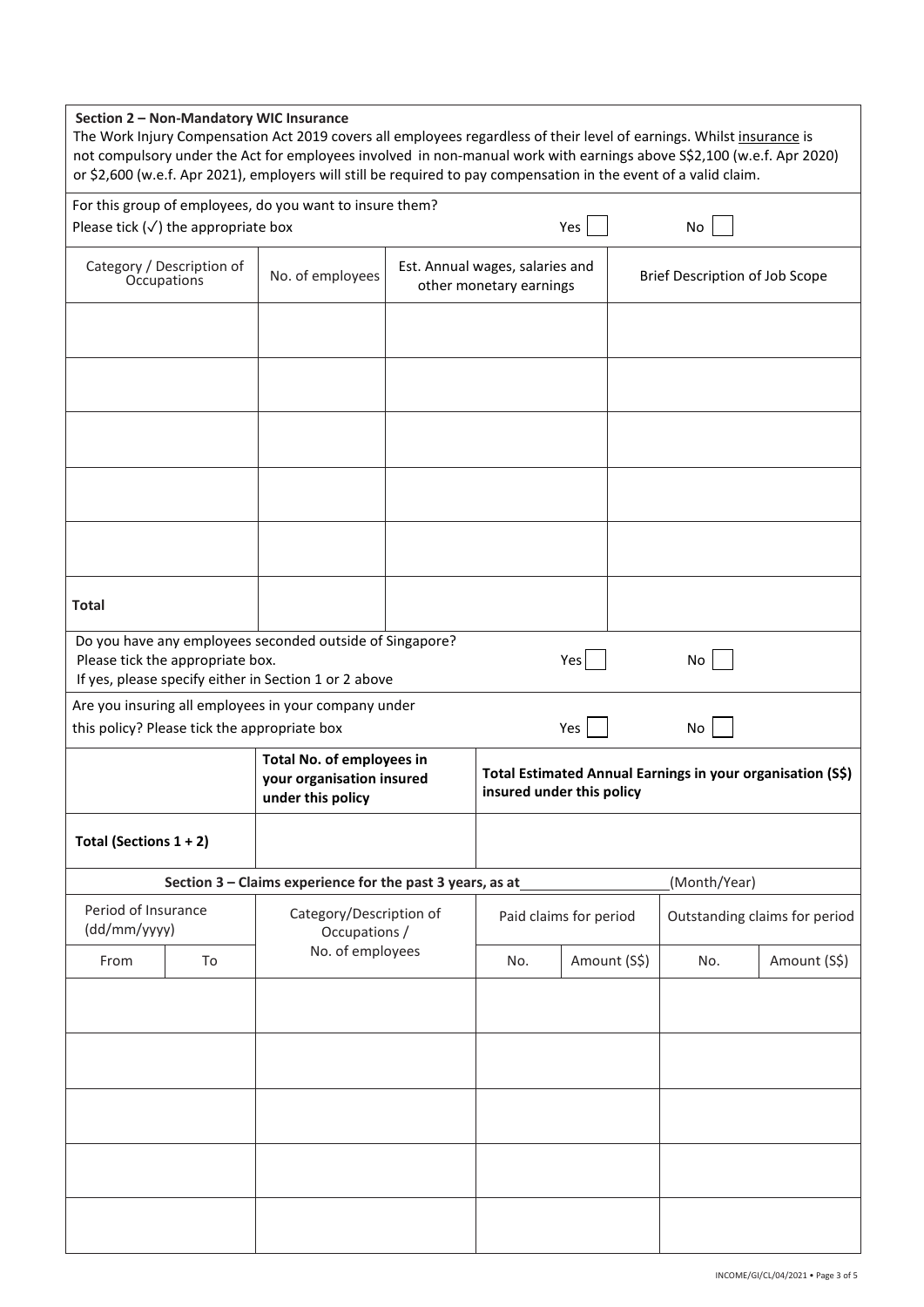## Section 2 – Non-Mandatory WIC Insurance

The Work Injury Compensation Act 2019 covers all employees regardless of their level of earnings. Whilst insurance is not compulsory under the Act for employees involved in non-manual work with earnings above S$2,100 (w.e.f. Apr 2020) or $2,600 (w.e.f. Apr 2021), employers will still be required to pay compensation in the event of a valid claim.

For this group of employees, do you want to insure them?
Please tick (✓) the appropriate box Yes ☐ No ☐

| Category / Description of Occupations | No. of employees | Est. Annual wages, salaries and other monetary earnings | Brief Description of Job Scope |
|---|---|---|---|
| | | | |
| | | | |
| | | | |
| | | | |
| | | | |
| **Total** | | | |

Do you have any employees seconded outside of Singapore?
Please tick the appropriate box. Yes ☐ No ☐
If yes, please specify either in Section 1 or 2 above

Are you insuring all employees in your company under this policy? Please tick the appropriate box Yes ☐ No ☐

| | **Total No. of employees in your organisation insured under this policy** | **Total Estimated Annual Earnings in your organisation (S$) insured under this policy** |
|---|---|---|
| **Total (Sections 1 + 2)** | | |

## Section 3 – Claims experience for the past 3 years, as at ____________ (Month/Year)

| Period of Insurance (dd/mm/yyyy) | | Category/Description of Occupations / No. of employees | Paid claims for period | | Outstanding claims for period | |
|---|---|---|---|---|---|---|
| From | To | | No. | Amount (S$) | No. | Amount (S$) |
| | | | | | | |
| | | | | | | |
| | | | | | | |
| | | | | | | |
| | | | | | | |

INCOME/GI/CL/04/2021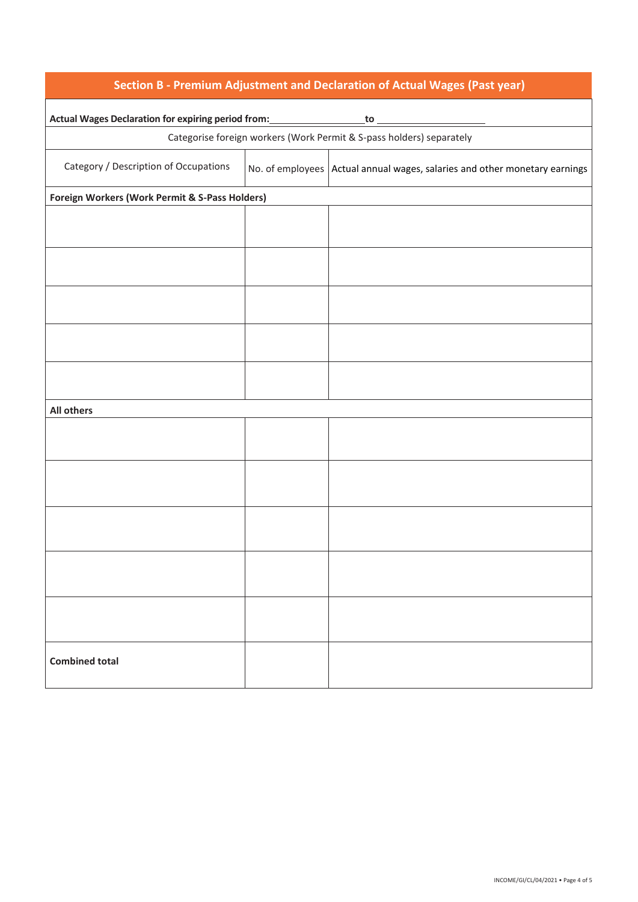## Section B - Premium Adjustment and Declaration of Actual Wages (Past year)

**Actual Wages Declaration for expiring period from:** \_\_\_\_\_\_\_\_\_\_\_\_\_\_\_\_ **to** \_\_\_\_\_\_\_\_\_\_\_\_\_\_\_\_\_\_

Categorise foreign workers (Work Permit & S-pass holders) separately

| Category / Description of Occupations | No. of employees | Actual annual wages, salaries and other monetary earnings |
| --- | --- | --- |
| **Foreign Workers (Work Permit & S-Pass Holders)** | | |
| | | |
| | | |
| | | |
| | | |
| | | |
| **All others** | | |
| | | |
| | | |
| | | |
| | | |
| | | |
| **Combined total** | | |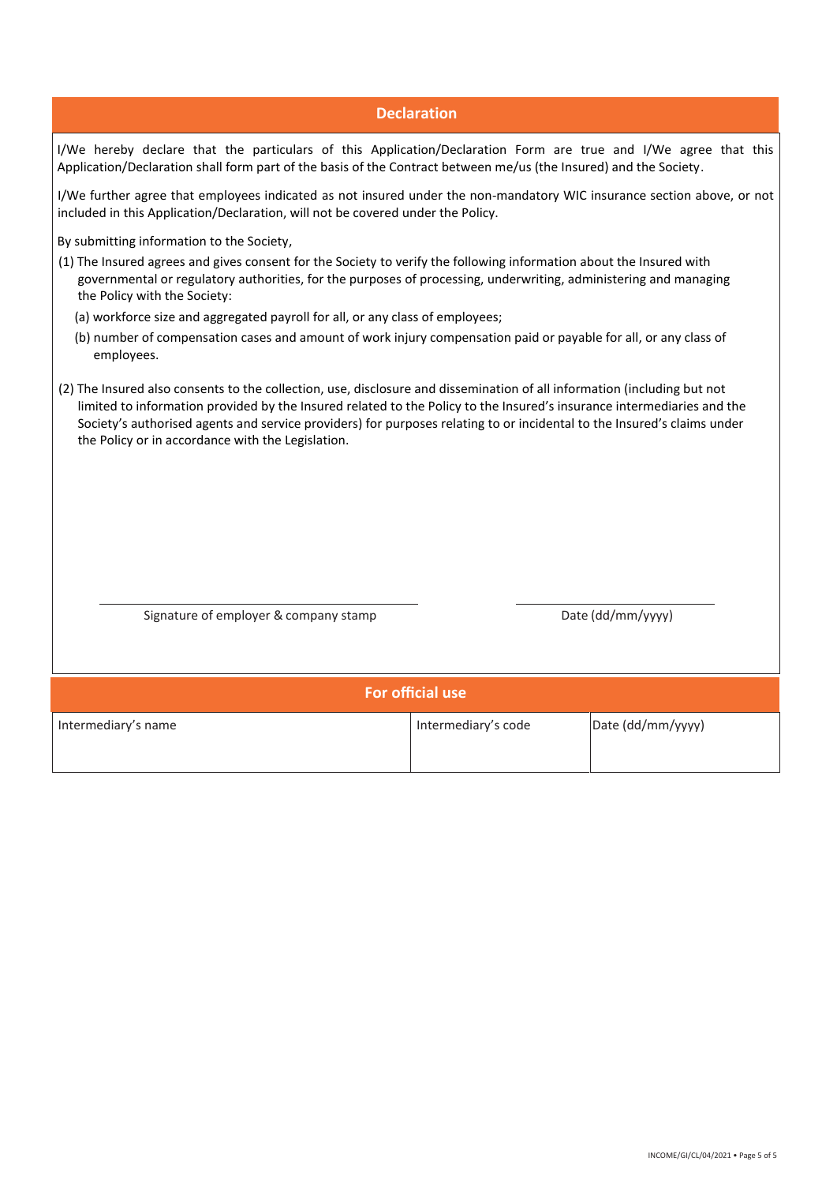## Declaration

I/We hereby declare that the particulars of this Application/Declaration Form are true and I/We agree that this Application/Declaration shall form part of the basis of the Contract between me/us (the Insured) and the Society.

I/We further agree that employees indicated as not insured under the non-mandatory WIC insurance section above, or not included in this Application/Declaration, will not be covered under the Policy.

By submitting information to the Society,

(1) The Insured agrees and gives consent for the Society to verify the following information about the Insured with governmental or regulatory authorities, for the purposes of processing, underwriting, administering and managing the Policy with the Society:

(a) workforce size and aggregated payroll for all, or any class of employees;

(b) number of compensation cases and amount of work injury compensation paid or payable for all, or any class of employees.

(2) The Insured also consents to the collection, use, disclosure and dissemination of all information (including but not limited to information provided by the Insured related to the Policy to the Insured's insurance intermediaries and the Society's authorised agents and service providers) for purposes relating to or incidental to the Insured's claims under the Policy or in accordance with the Legislation.

Signature of employer & company stamp

Date (dd/mm/yyyy)

## For official use

| Intermediary's name | Intermediary's code | Date (dd/mm/yyyy) |
|---|---|---|
| | | |